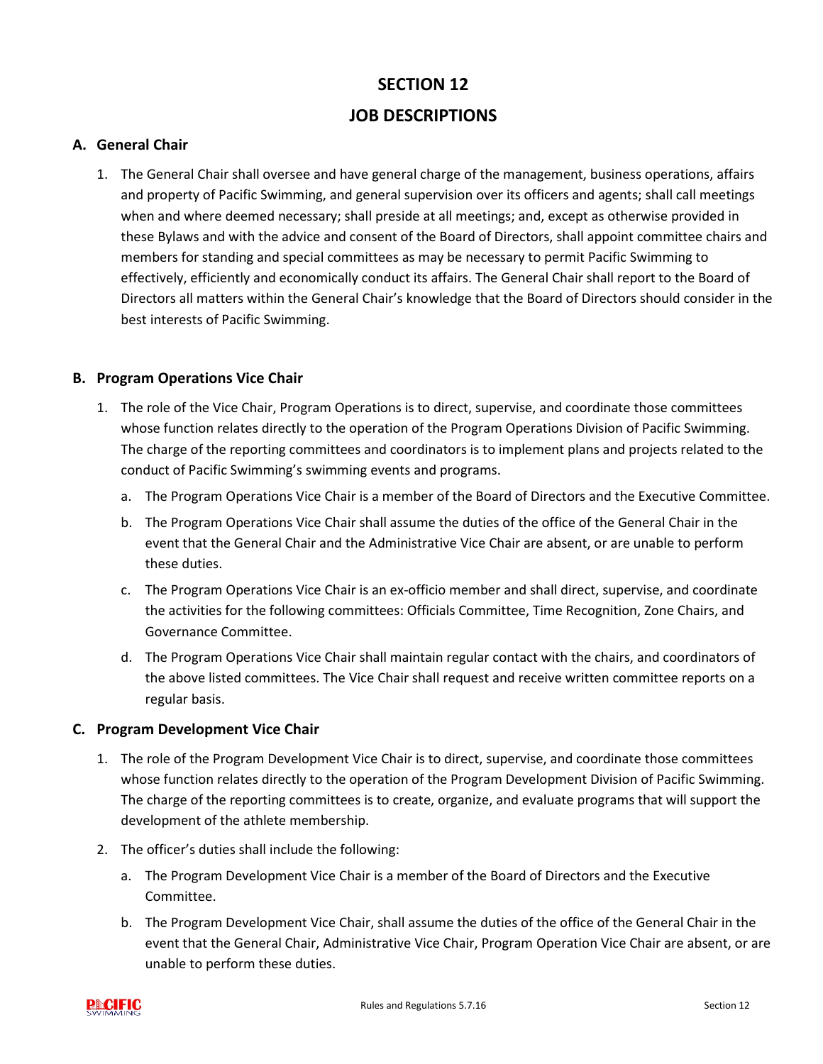# SECTION 12

# JOB DESCRIPTIONS

## A. General Chair

1. The General Chair shall oversee and have general charge of the management, business operations, affairs and property of Pacific Swimming, and general supervision over its officers and agents; shall call meetings when and where deemed necessary; shall preside at all meetings; and, except as otherwise provided in these Bylaws and with the advice and consent of the Board of Directors, shall appoint committee chairs and members for standing and special committees as may be necessary to permit Pacific Swimming to effectively, efficiently and economically conduct its affairs. The General Chair shall report to the Board of Directors all matters within the General Chair's knowledge that the Board of Directors should consider in the best interests of Pacific Swimming.

## B. Program Operations Vice Chair

1. The role of the Vice Chair, Program Operations is to direct, supervise, and coordinate those committees whose function relates directly to the operation of the Program Operations Division of Pacific Swimming. The charge of the reporting committees and coordinators is to implement plans and projects related to the conduct of Pacific Swimming's swimming events and programs.
   a. The Program Operations Vice Chair is a member of the Board of Directors and the Executive Committee.
   b. The Program Operations Vice Chair shall assume the duties of the office of the General Chair in the event that the General Chair and the Administrative Vice Chair are absent, or are unable to perform these duties.
   c. The Program Operations Vice Chair is an ex-officio member and shall direct, supervise, and coordinate the activities for the following committees: Officials Committee, Time Recognition, Zone Chairs, and Governance Committee.
   d. The Program Operations Vice Chair shall maintain regular contact with the chairs, and coordinators of the above listed committees. The Vice Chair shall request and receive written committee reports on a regular basis.

## C. Program Development Vice Chair

1. The role of the Program Development Vice Chair is to direct, supervise, and coordinate those committees whose function relates directly to the operation of the Program Development Division of Pacific Swimming. The charge of the reporting committees is to create, organize, and evaluate programs that will support the development of the athlete membership.
2. The officer's duties shall include the following:
   a. The Program Development Vice Chair is a member of the Board of Directors and the Executive Committee.
   b. The Program Development Vice Chair, shall assume the duties of the office of the General Chair in the event that the General Chair, Administrative Vice Chair, Program Operation Vice Chair are absent, or are unable to perform these duties.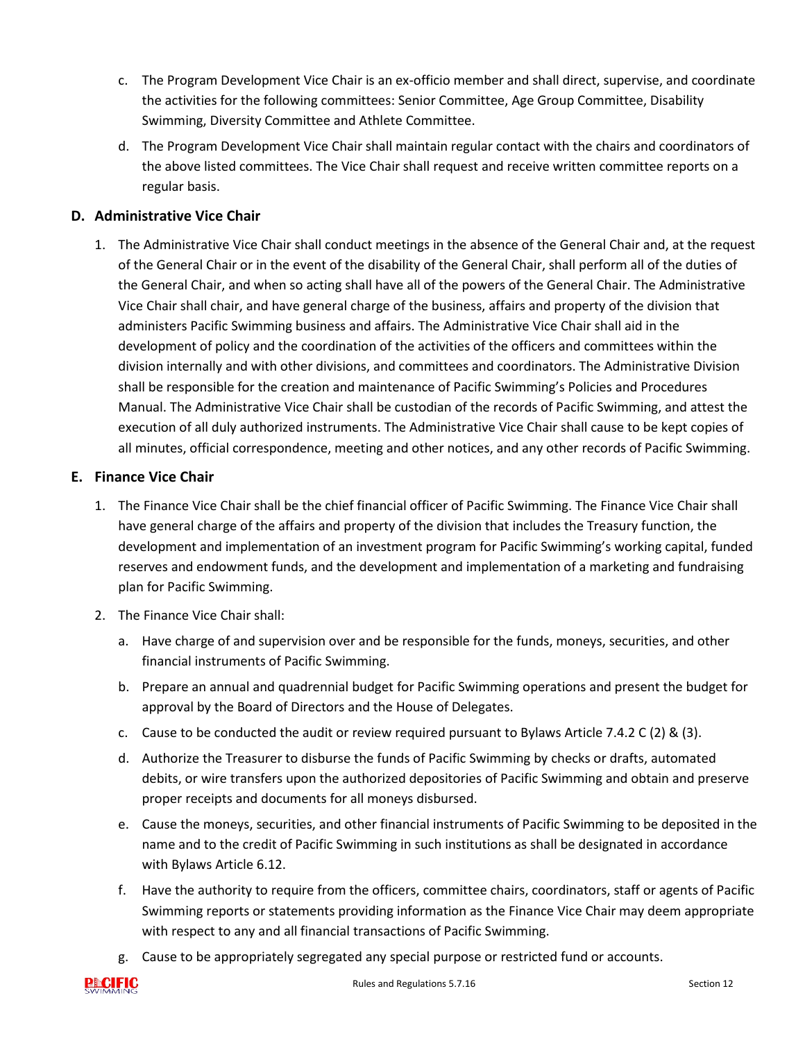c. The Program Development Vice Chair is an ex-officio member and shall direct, supervise, and coordinate the activities for the following committees: Senior Committee, Age Group Committee, Disability Swimming, Diversity Committee and Athlete Committee.

d. The Program Development Vice Chair shall maintain regular contact with the chairs and coordinators of the above listed committees. The Vice Chair shall request and receive written committee reports on a regular basis.

### D. Administrative Vice Chair

1. The Administrative Vice Chair shall conduct meetings in the absence of the General Chair and, at the request of the General Chair or in the event of the disability of the General Chair, shall perform all of the duties of the General Chair, and when so acting shall have all of the powers of the General Chair. The Administrative Vice Chair shall chair, and have general charge of the business, affairs and property of the division that administers Pacific Swimming business and affairs. The Administrative Vice Chair shall aid in the development of policy and the coordination of the activities of the officers and committees within the division internally and with other divisions, and committees and coordinators. The Administrative Division shall be responsible for the creation and maintenance of Pacific Swimming's Policies and Procedures Manual. The Administrative Vice Chair shall be custodian of the records of Pacific Swimming, and attest the execution of all duly authorized instruments. The Administrative Vice Chair shall cause to be kept copies of all minutes, official correspondence, meeting and other notices, and any other records of Pacific Swimming.

### E. Finance Vice Chair

1. The Finance Vice Chair shall be the chief financial officer of Pacific Swimming. The Finance Vice Chair shall have general charge of the affairs and property of the division that includes the Treasury function, the development and implementation of an investment program for Pacific Swimming's working capital, funded reserves and endowment funds, and the development and implementation of a marketing and fundraising plan for Pacific Swimming.

2. The Finance Vice Chair shall:

   a. Have charge of and supervision over and be responsible for the funds, moneys, securities, and other financial instruments of Pacific Swimming.

   b. Prepare an annual and quadrennial budget for Pacific Swimming operations and present the budget for approval by the Board of Directors and the House of Delegates.

   c. Cause to be conducted the audit or review required pursuant to Bylaws Article 7.4.2 C (2) & (3).

   d. Authorize the Treasurer to disburse the funds of Pacific Swimming by checks or drafts, automated debits, or wire transfers upon the authorized depositories of Pacific Swimming and obtain and preserve proper receipts and documents for all moneys disbursed.

   e. Cause the moneys, securities, and other financial instruments of Pacific Swimming to be deposited in the name and to the credit of Pacific Swimming in such institutions as shall be designated in accordance with Bylaws Article 6.12.

   f. Have the authority to require from the officers, committee chairs, coordinators, staff or agents of Pacific Swimming reports or statements providing information as the Finance Vice Chair may deem appropriate with respect to any and all financial transactions of Pacific Swimming.

   g. Cause to be appropriately segregated any special purpose or restricted fund or accounts.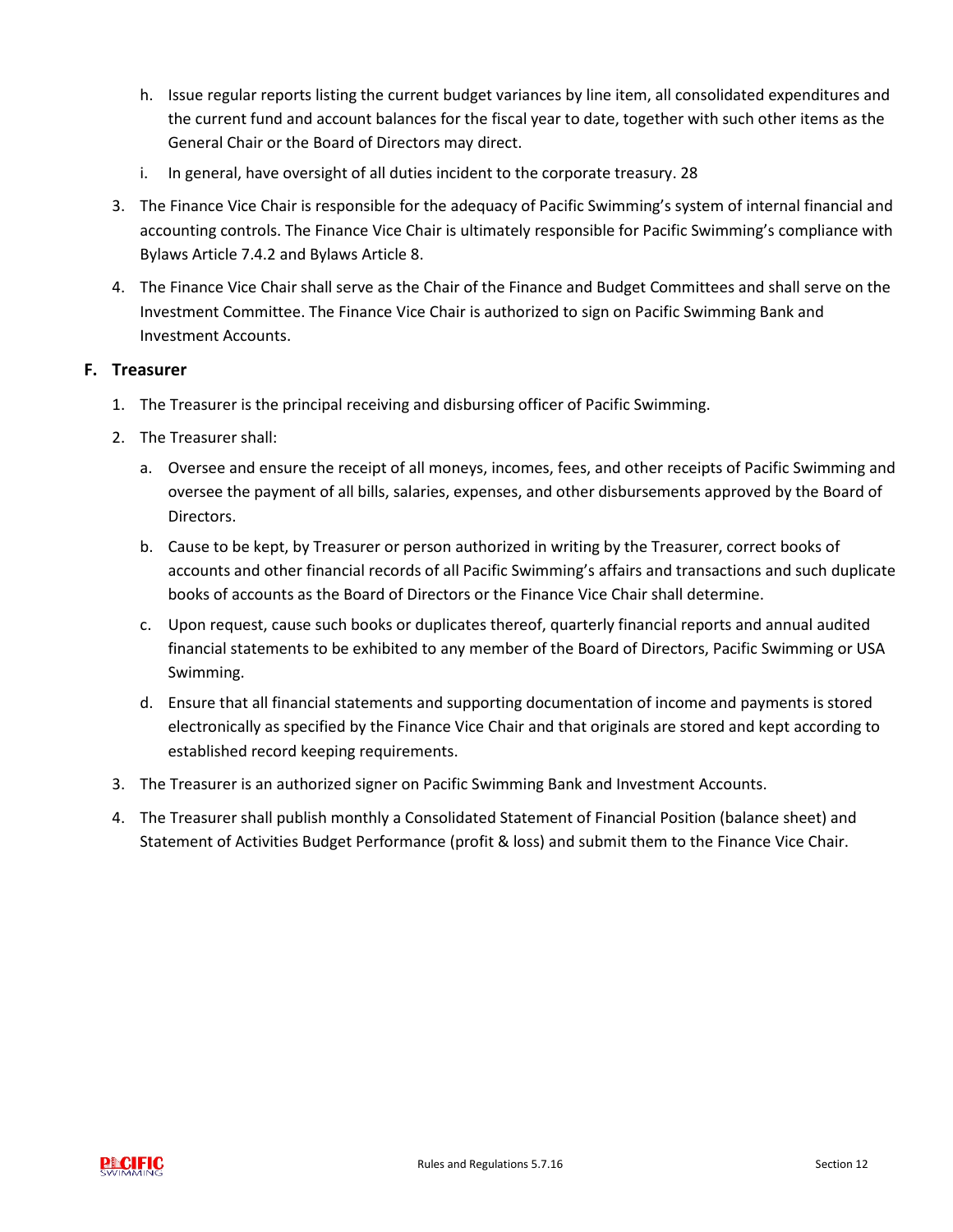h. Issue regular reports listing the current budget variances by line item, all consolidated expenditures and the current fund and account balances for the fiscal year to date, together with such other items as the General Chair or the Board of Directors may direct.

i. In general, have oversight of all duties incident to the corporate treasury. 28

3. The Finance Vice Chair is responsible for the adequacy of Pacific Swimming's system of internal financial and accounting controls. The Finance Vice Chair is ultimately responsible for Pacific Swimming's compliance with Bylaws Article 7.4.2 and Bylaws Article 8.

4. The Finance Vice Chair shall serve as the Chair of the Finance and Budget Committees and shall serve on the Investment Committee. The Finance Vice Chair is authorized to sign on Pacific Swimming Bank and Investment Accounts.

## F. Treasurer

1. The Treasurer is the principal receiving and disbursing officer of Pacific Swimming.

2. The Treasurer shall:

   a. Oversee and ensure the receipt of all moneys, incomes, fees, and other receipts of Pacific Swimming and oversee the payment of all bills, salaries, expenses, and other disbursements approved by the Board of Directors.

   b. Cause to be kept, by Treasurer or person authorized in writing by the Treasurer, correct books of accounts and other financial records of all Pacific Swimming's affairs and transactions and such duplicate books of accounts as the Board of Directors or the Finance Vice Chair shall determine.

   c. Upon request, cause such books or duplicates thereof, quarterly financial reports and annual audited financial statements to be exhibited to any member of the Board of Directors, Pacific Swimming or USA Swimming.

   d. Ensure that all financial statements and supporting documentation of income and payments is stored electronically as specified by the Finance Vice Chair and that originals are stored and kept according to established record keeping requirements.

3. The Treasurer is an authorized signer on Pacific Swimming Bank and Investment Accounts.

4. The Treasurer shall publish monthly a Consolidated Statement of Financial Position (balance sheet) and Statement of Activities Budget Performance (profit & loss) and submit them to the Finance Vice Chair.